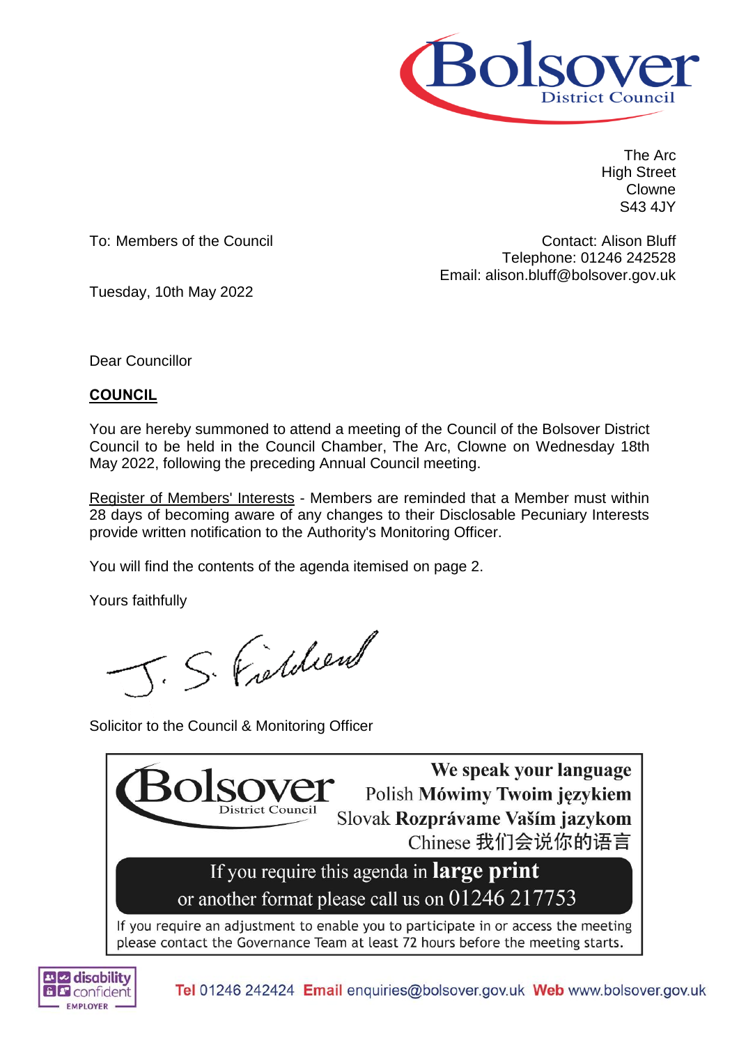Bolsover District Council

The Arc
High Street
Clowne
S43 4JY

To: Members of the Council

Contact: Alison Bluff
Telephone: 01246 242528
Email: alison.bluff@bolsover.gov.uk

Tuesday, 10th May 2022

Dear Councillor

**COUNCIL**

You are hereby summoned to attend a meeting of the Council of the Bolsover District Council to be held in the Council Chamber, The Arc, Clowne on Wednesday 18th May 2022, following the preceding Annual Council meeting.

Register of Members' Interests - Members are reminded that a Member must within 28 days of becoming aware of any changes to their Disclosable Pecuniary Interests provide written notification to the Authority's Monitoring Officer.

You will find the contents of the agenda itemised on page 2.

Yours faithfully

J. S. Fieldsend

Solicitor to the Council & Monitoring Officer

Bolsover District Council

**We speak your language**
Polish **Mówimy Twoim językiem**
Slovak **Rozprávame Vaším jazykom**
Chinese 我们会说你的语言

If you require this agenda in **large print** or another format please call us on 01246 217753

If you require an adjustment to enable you to participate in or access the meeting please contact the Governance Team at least 72 hours before the meeting starts.

disability confident EMPLOYER

**Tel** 01246 242424 **Email** enquiries@bolsover.gov.uk **Web** www.bolsover.gov.uk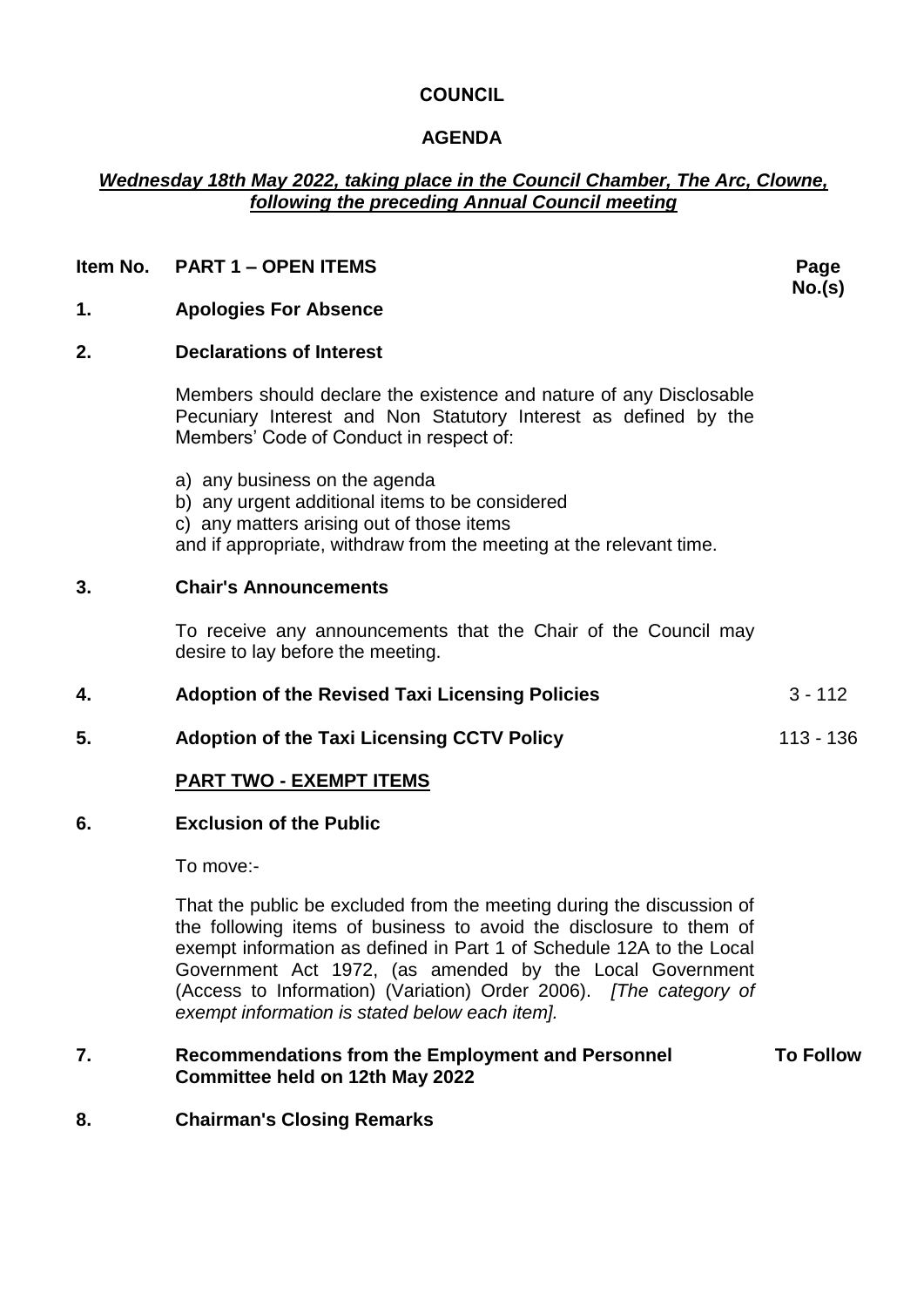**COUNCIL**

**AGENDA**

***Wednesday 18th May 2022, taking place in the Council Chamber, The Arc, Clowne, following the preceding Annual Council meeting***

| Item No. | PART 1 – OPEN ITEMS | Page No.(s) |
|---|---|---|
| **1.** | **Apologies For Absence** | |
| **2.** | **Declarations of Interest**<br><br>Members should declare the existence and nature of any Disclosable Pecuniary Interest and Non Statutory Interest as defined by the Members' Code of Conduct in respect of:<br><br>a) any business on the agenda<br>b) any urgent additional items to be considered<br>c) any matters arising out of those items<br>and if appropriate, withdraw from the meeting at the relevant time. | |
| **3.** | **Chair's Announcements**<br><br>To receive any announcements that the Chair of the Council may desire to lay before the meeting. | |
| **4.** | **Adoption of the Revised Taxi Licensing Policies** | 3 - 112 |
| **5.** | **Adoption of the Taxi Licensing CCTV Policy** | 113 - 136 |
| | **PART TWO - EXEMPT ITEMS** | |
| **6.** | **Exclusion of the Public**<br><br>To move:-<br><br>That the public be excluded from the meeting during the discussion of the following items of business to avoid the disclosure to them of exempt information as defined in Part 1 of Schedule 12A to the Local Government Act 1972, (as amended by the Local Government (Access to Information) (Variation) Order 2006). *[The category of exempt information is stated below each item].* | |
| **7.** | **Recommendations from the Employment and Personnel Committee held on 12th May 2022** | **To Follow** |
| **8.** | **Chairman's Closing Remarks** | |